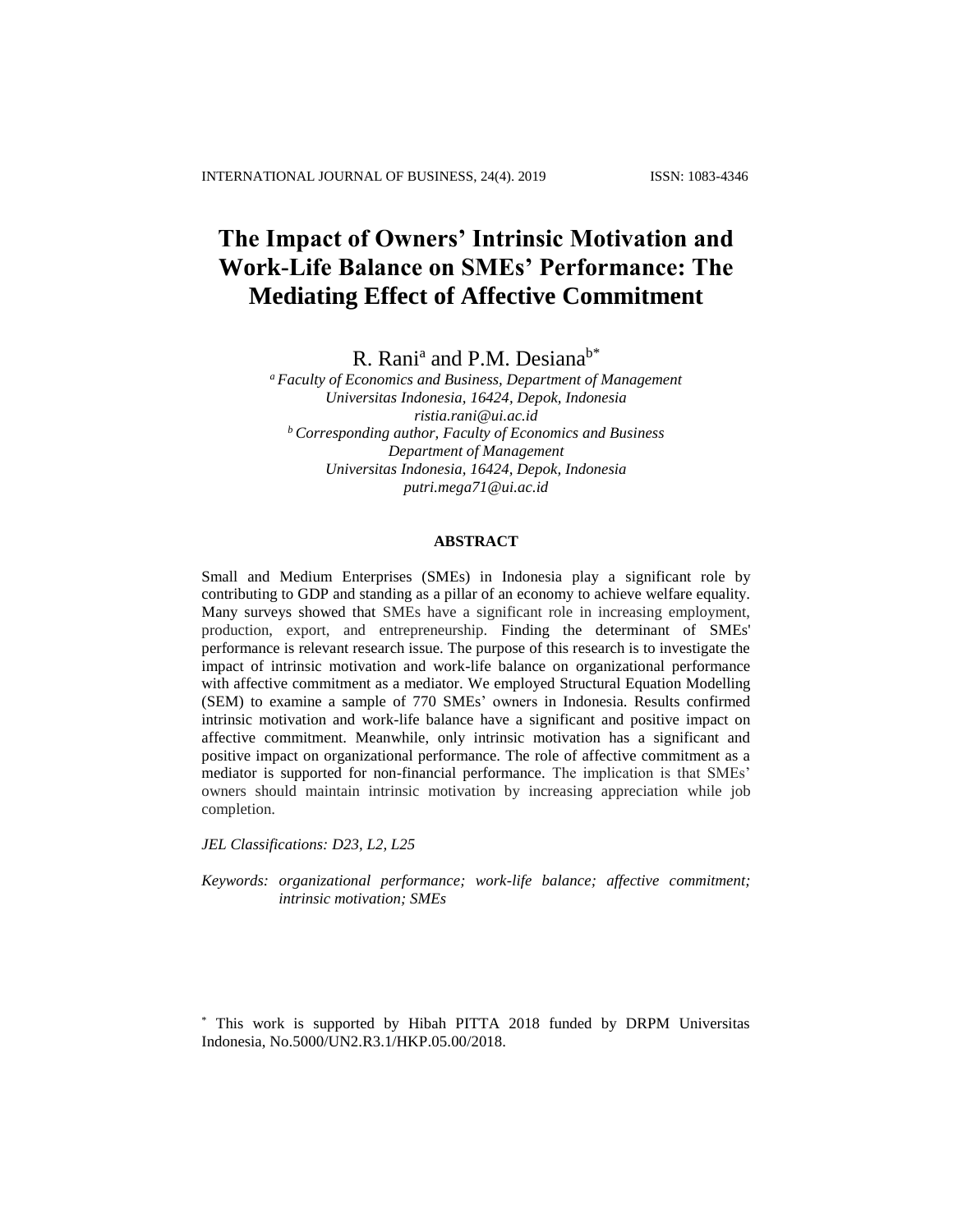# The Impact of Owners' Intrinsic Motivation and Work-Life Balance on SMEs' Performance: The Mediating Effect of Affective Commitment

R. Rani[a] and P.M. Desiana[b*]

[a] *Faculty of Economics and Business, Department of Management*
*Universitas Indonesia, 16424, Depok, Indonesia*
*ristia.rani@ui.ac.id*

[b] *Corresponding author, Faculty of Economics and Business*
*Department of Management*
*Universitas Indonesia, 16424, Depok, Indonesia*
*putri.mega71@ui.ac.id*

## ABSTRACT

Small and Medium Enterprises (SMEs) in Indonesia play a significant role by contributing to GDP and standing as a pillar of an economy to achieve welfare equality. Many surveys showed that SMEs have a significant role in increasing employment, production, export, and entrepreneurship. Finding the determinant of SMEs' performance is relevant research issue. The purpose of this research is to investigate the impact of intrinsic motivation and work-life balance on organizational performance with affective commitment as a mediator. We employed Structural Equation Modelling (SEM) to examine a sample of 770 SMEs' owners in Indonesia. Results confirmed intrinsic motivation and work-life balance have a significant and positive impact on affective commitment. Meanwhile, only intrinsic motivation has a significant and positive impact on organizational performance. The role of affective commitment as a mediator is supported for non-financial performance. The implication is that SMEs' owners should maintain intrinsic motivation by increasing appreciation while job completion.

*JEL Classifications: D23, L2, L25*

*Keywords: organizational performance; work-life balance; affective commitment; intrinsic motivation; SMEs*

[*] This work is supported by Hibah PITTA 2018 funded by DRPM Universitas Indonesia, No.5000/UN2.R3.1/HKP.05.00/2018.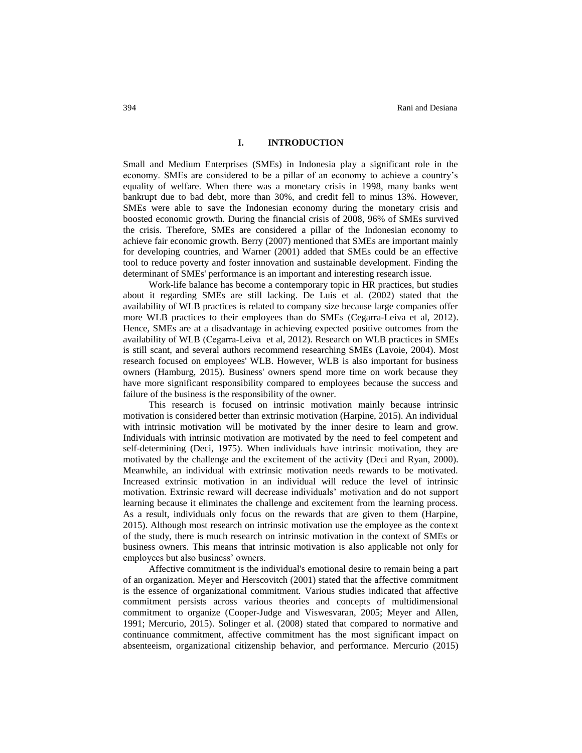## I. INTRODUCTION

Small and Medium Enterprises (SMEs) in Indonesia play a significant role in the economy. SMEs are considered to be a pillar of an economy to achieve a country's equality of welfare. When there was a monetary crisis in 1998, many banks went bankrupt due to bad debt, more than 30%, and credit fell to minus 13%. However, SMEs were able to save the Indonesian economy during the monetary crisis and boosted economic growth. During the financial crisis of 2008, 96% of SMEs survived the crisis. Therefore, SMEs are considered a pillar of the Indonesian economy to achieve fair economic growth. Berry (2007) mentioned that SMEs are important mainly for developing countries, and Warner (2001) added that SMEs could be an effective tool to reduce poverty and foster innovation and sustainable development. Finding the determinant of SMEs' performance is an important and interesting research issue.

Work-life balance has become a contemporary topic in HR practices, but studies about it regarding SMEs are still lacking. De Luis et al. (2002) stated that the availability of WLB practices is related to company size because large companies offer more WLB practices to their employees than do SMEs (Cegarra-Leiva et al, 2012). Hence, SMEs are at a disadvantage in achieving expected positive outcomes from the availability of WLB (Cegarra-Leiva et al, 2012). Research on WLB practices in SMEs is still scant, and several authors recommend researching SMEs (Lavoie, 2004). Most research focused on employees' WLB. However, WLB is also important for business owners (Hamburg, 2015). Business' owners spend more time on work because they have more significant responsibility compared to employees because the success and failure of the business is the responsibility of the owner.

This research is focused on intrinsic motivation mainly because intrinsic motivation is considered better than extrinsic motivation (Harpine, 2015). An individual with intrinsic motivation will be motivated by the inner desire to learn and grow. Individuals with intrinsic motivation are motivated by the need to feel competent and self-determining (Deci, 1975). When individuals have intrinsic motivation, they are motivated by the challenge and the excitement of the activity (Deci and Ryan, 2000). Meanwhile, an individual with extrinsic motivation needs rewards to be motivated. Increased extrinsic motivation in an individual will reduce the level of intrinsic motivation. Extrinsic reward will decrease individuals' motivation and do not support learning because it eliminates the challenge and excitement from the learning process. As a result, individuals only focus on the rewards that are given to them (Harpine, 2015). Although most research on intrinsic motivation use the employee as the context of the study, there is much research on intrinsic motivation in the context of SMEs or business owners. This means that intrinsic motivation is also applicable not only for employees but also business' owners.

Affective commitment is the individual's emotional desire to remain being a part of an organization. Meyer and Herscovitch (2001) stated that the affective commitment is the essence of organizational commitment. Various studies indicated that affective commitment persists across various theories and concepts of multidimensional commitment to organize (Cooper-Judge and Viswesvaran, 2005; Meyer and Allen, 1991; Mercurio, 2015). Solinger et al. (2008) stated that compared to normative and continuance commitment, affective commitment has the most significant impact on absenteeism, organizational citizenship behavior, and performance. Mercurio (2015)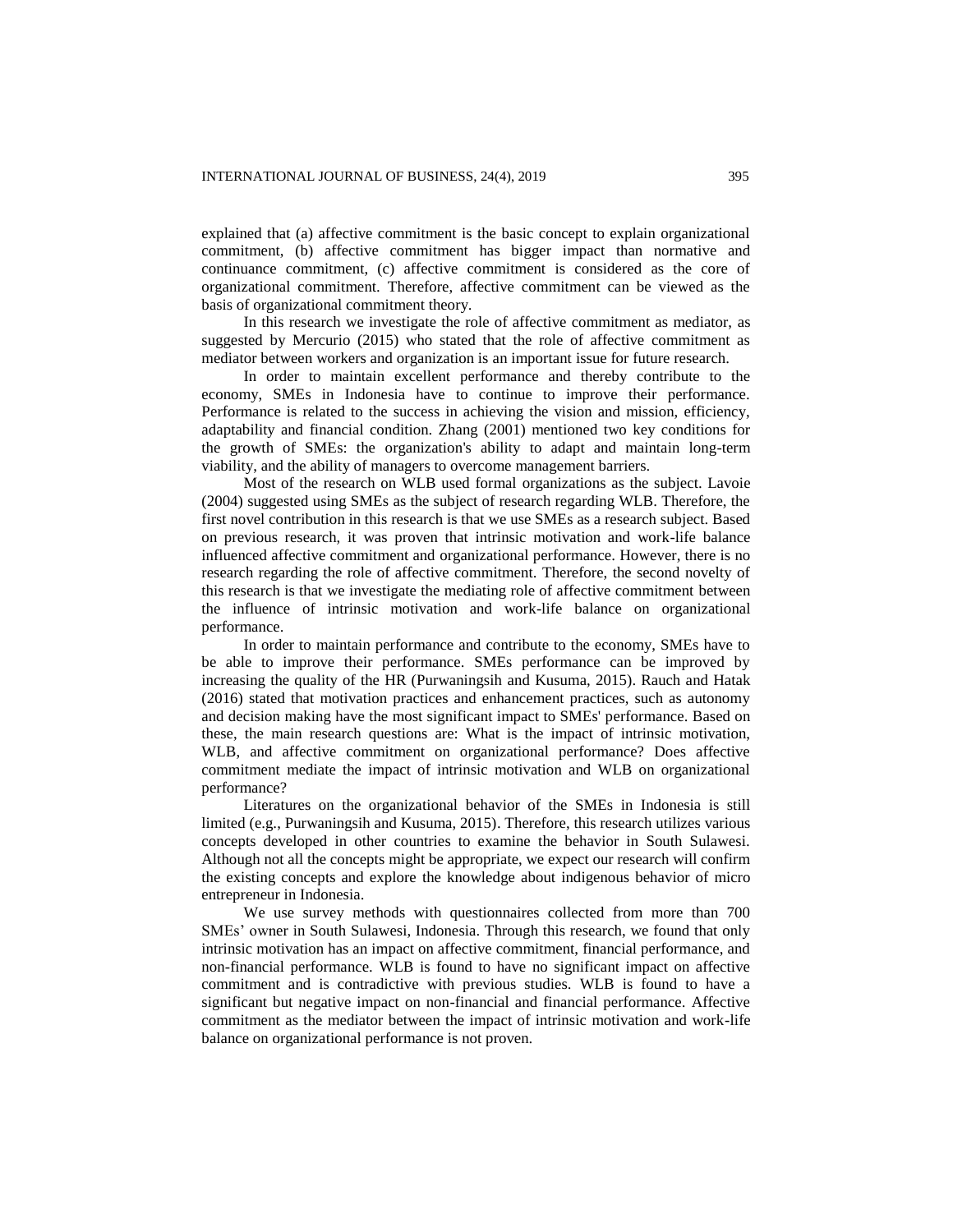explained that (a) affective commitment is the basic concept to explain organizational commitment, (b) affective commitment has bigger impact than normative and continuance commitment, (c) affective commitment is considered as the core of organizational commitment. Therefore, affective commitment can be viewed as the basis of organizational commitment theory.

In this research we investigate the role of affective commitment as mediator, as suggested by Mercurio (2015) who stated that the role of affective commitment as mediator between workers and organization is an important issue for future research.

In order to maintain excellent performance and thereby contribute to the economy, SMEs in Indonesia have to continue to improve their performance. Performance is related to the success in achieving the vision and mission, efficiency, adaptability and financial condition. Zhang (2001) mentioned two key conditions for the growth of SMEs: the organization's ability to adapt and maintain long-term viability, and the ability of managers to overcome management barriers.

Most of the research on WLB used formal organizations as the subject. Lavoie (2004) suggested using SMEs as the subject of research regarding WLB. Therefore, the first novel contribution in this research is that we use SMEs as a research subject. Based on previous research, it was proven that intrinsic motivation and work-life balance influenced affective commitment and organizational performance. However, there is no research regarding the role of affective commitment. Therefore, the second novelty of this research is that we investigate the mediating role of affective commitment between the influence of intrinsic motivation and work-life balance on organizational performance.

In order to maintain performance and contribute to the economy, SMEs have to be able to improve their performance. SMEs performance can be improved by increasing the quality of the HR (Purwaningsih and Kusuma, 2015). Rauch and Hatak (2016) stated that motivation practices and enhancement practices, such as autonomy and decision making have the most significant impact to SMEs' performance. Based on these, the main research questions are: What is the impact of intrinsic motivation, WLB, and affective commitment on organizational performance? Does affective commitment mediate the impact of intrinsic motivation and WLB on organizational performance?

Literatures on the organizational behavior of the SMEs in Indonesia is still limited (e.g., Purwaningsih and Kusuma, 2015). Therefore, this research utilizes various concepts developed in other countries to examine the behavior in South Sulawesi. Although not all the concepts might be appropriate, we expect our research will confirm the existing concepts and explore the knowledge about indigenous behavior of micro entrepreneur in Indonesia.

We use survey methods with questionnaires collected from more than 700 SMEs' owner in South Sulawesi, Indonesia. Through this research, we found that only intrinsic motivation has an impact on affective commitment, financial performance, and non-financial performance. WLB is found to have no significant impact on affective commitment and is contradictive with previous studies. WLB is found to have a significant but negative impact on non-financial and financial performance. Affective commitment as the mediator between the impact of intrinsic motivation and work-life balance on organizational performance is not proven.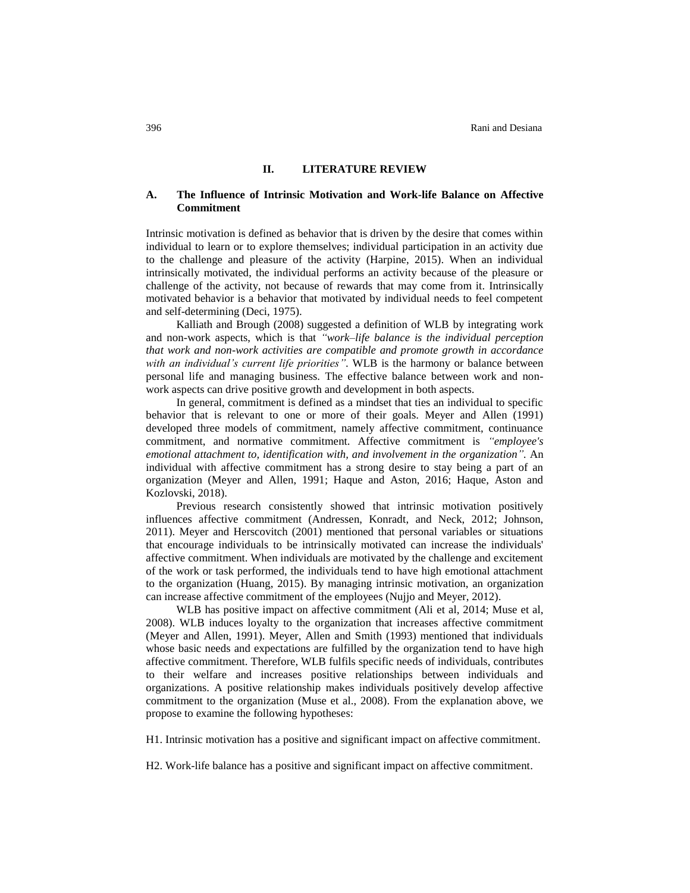## II. LITERATURE REVIEW

### A. The Influence of Intrinsic Motivation and Work-life Balance on Affective Commitment

Intrinsic motivation is defined as behavior that is driven by the desire that comes within individual to learn or to explore themselves; individual participation in an activity due to the challenge and pleasure of the activity (Harpine, 2015). When an individual intrinsically motivated, the individual performs an activity because of the pleasure or challenge of the activity, not because of rewards that may come from it. Intrinsically motivated behavior is a behavior that motivated by individual needs to feel competent and self-determining (Deci, 1975).

Kalliath and Brough (2008) suggested a definition of WLB by integrating work and non-work aspects, which is that *"work–life balance is the individual perception that work and non-work activities are compatible and promote growth in accordance with an individual's current life priorities"*. WLB is the harmony or balance between personal life and managing business. The effective balance between work and non-work aspects can drive positive growth and development in both aspects.

In general, commitment is defined as a mindset that ties an individual to specific behavior that is relevant to one or more of their goals. Meyer and Allen (1991) developed three models of commitment, namely affective commitment, continuance commitment, and normative commitment. Affective commitment is *"employee's emotional attachment to, identification with, and involvement in the organization"*. An individual with affective commitment has a strong desire to stay being a part of an organization (Meyer and Allen, 1991; Haque and Aston, 2016; Haque, Aston and Kozlovski, 2018).

Previous research consistently showed that intrinsic motivation positively influences affective commitment (Andressen, Konradt, and Neck, 2012; Johnson, 2011). Meyer and Herscovitch (2001) mentioned that personal variables or situations that encourage individuals to be intrinsically motivated can increase the individuals' affective commitment. When individuals are motivated by the challenge and excitement of the work or task performed, the individuals tend to have high emotional attachment to the organization (Huang, 2015). By managing intrinsic motivation, an organization can increase affective commitment of the employees (Nujjo and Meyer, 2012).

WLB has positive impact on affective commitment (Ali et al, 2014; Muse et al, 2008). WLB induces loyalty to the organization that increases affective commitment (Meyer and Allen, 1991). Meyer, Allen and Smith (1993) mentioned that individuals whose basic needs and expectations are fulfilled by the organization tend to have high affective commitment. Therefore, WLB fulfils specific needs of individuals, contributes to their welfare and increases positive relationships between individuals and organizations. A positive relationship makes individuals positively develop affective commitment to the organization (Muse et al., 2008). From the explanation above, we propose to examine the following hypotheses:

H1. Intrinsic motivation has a positive and significant impact on affective commitment.

H2. Work-life balance has a positive and significant impact on affective commitment.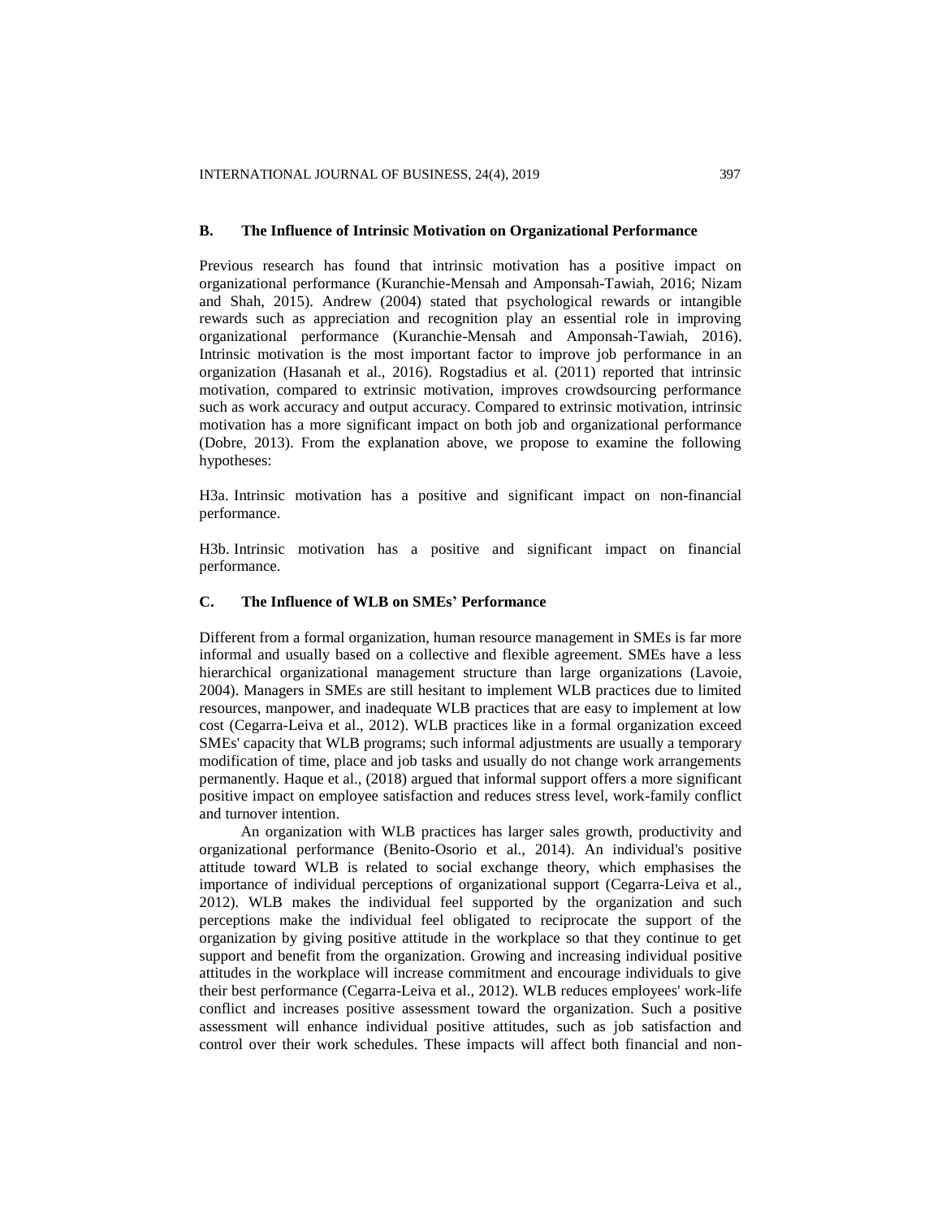### B. The Influence of Intrinsic Motivation on Organizational Performance

Previous research has found that intrinsic motivation has a positive impact on organizational performance (Kuranchie-Mensah and Amponsah-Tawiah, 2016; Nizam and Shah, 2015). Andrew (2004) stated that psychological rewards or intangible rewards such as appreciation and recognition play an essential role in improving organizational performance (Kuranchie-Mensah and Amponsah-Tawiah, 2016). Intrinsic motivation is the most important factor to improve job performance in an organization (Hasanah et al., 2016). Rogstadius et al. (2011) reported that intrinsic motivation, compared to extrinsic motivation, improves crowdsourcing performance such as work accuracy and output accuracy. Compared to extrinsic motivation, intrinsic motivation has a more significant impact on both job and organizational performance (Dobre, 2013). From the explanation above, we propose to examine the following hypotheses:

H3a. Intrinsic motivation has a positive and significant impact on non-financial performance.

H3b. Intrinsic motivation has a positive and significant impact on financial performance.

### C. The Influence of WLB on SMEs' Performance

Different from a formal organization, human resource management in SMEs is far more informal and usually based on a collective and flexible agreement. SMEs have a less hierarchical organizational management structure than large organizations (Lavoie, 2004). Managers in SMEs are still hesitant to implement WLB practices due to limited resources, manpower, and inadequate WLB practices that are easy to implement at low cost (Cegarra-Leiva et al., 2012). WLB practices like in a formal organization exceed SMEs' capacity that WLB programs; such informal adjustments are usually a temporary modification of time, place and job tasks and usually do not change work arrangements permanently. Haque et al., (2018) argued that informal support offers a more significant positive impact on employee satisfaction and reduces stress level, work-family conflict and turnover intention.

An organization with WLB practices has larger sales growth, productivity and organizational performance (Benito-Osorio et al., 2014). An individual's positive attitude toward WLB is related to social exchange theory, which emphasises the importance of individual perceptions of organizational support (Cegarra-Leiva et al., 2012). WLB makes the individual feel supported by the organization and such perceptions make the individual feel obligated to reciprocate the support of the organization by giving positive attitude in the workplace so that they continue to get support and benefit from the organization. Growing and increasing individual positive attitudes in the workplace will increase commitment and encourage individuals to give their best performance (Cegarra-Leiva et al., 2012). WLB reduces employees' work-life conflict and increases positive assessment toward the organization. Such a positive assessment will enhance individual positive attitudes, such as job satisfaction and control over their work schedules. These impacts will affect both financial and non-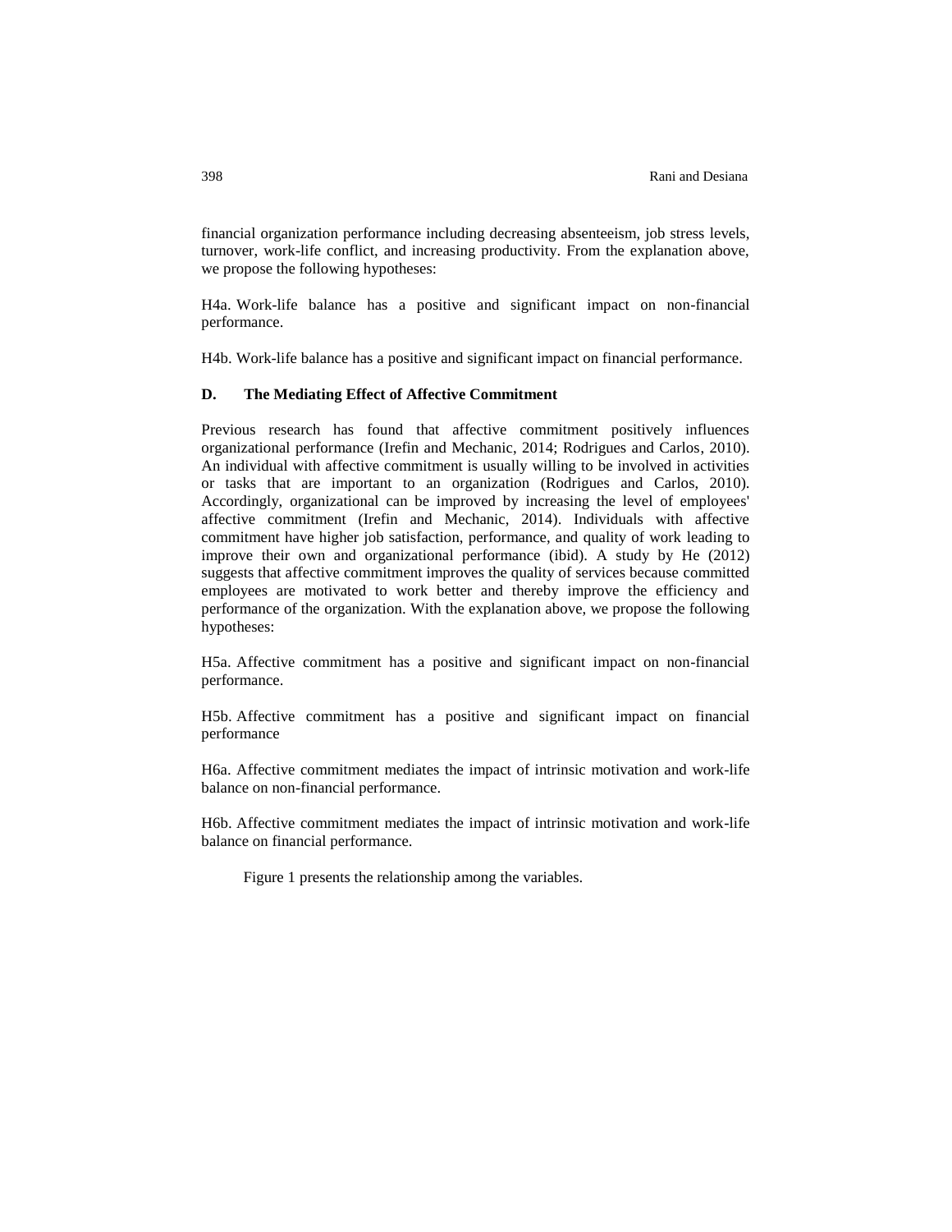financial organization performance including decreasing absenteeism, job stress levels, turnover, work-life conflict, and increasing productivity. From the explanation above, we propose the following hypotheses:

H4a. Work-life balance has a positive and significant impact on non-financial performance.

H4b. Work-life balance has a positive and significant impact on financial performance.

### D. The Mediating Effect of Affective Commitment

Previous research has found that affective commitment positively influences organizational performance (Irefin and Mechanic, 2014; Rodrigues and Carlos, 2010). An individual with affective commitment is usually willing to be involved in activities or tasks that are important to an organization (Rodrigues and Carlos, 2010). Accordingly, organizational can be improved by increasing the level of employees' affective commitment (Irefin and Mechanic, 2014). Individuals with affective commitment have higher job satisfaction, performance, and quality of work leading to improve their own and organizational performance (ibid). A study by He (2012) suggests that affective commitment improves the quality of services because committed employees are motivated to work better and thereby improve the efficiency and performance of the organization. With the explanation above, we propose the following hypotheses:

H5a. Affective commitment has a positive and significant impact on non-financial performance.

H5b. Affective commitment has a positive and significant impact on financial performance

H6a. Affective commitment mediates the impact of intrinsic motivation and work-life balance on non-financial performance.

H6b. Affective commitment mediates the impact of intrinsic motivation and work-life balance on financial performance.

Figure 1 presents the relationship among the variables.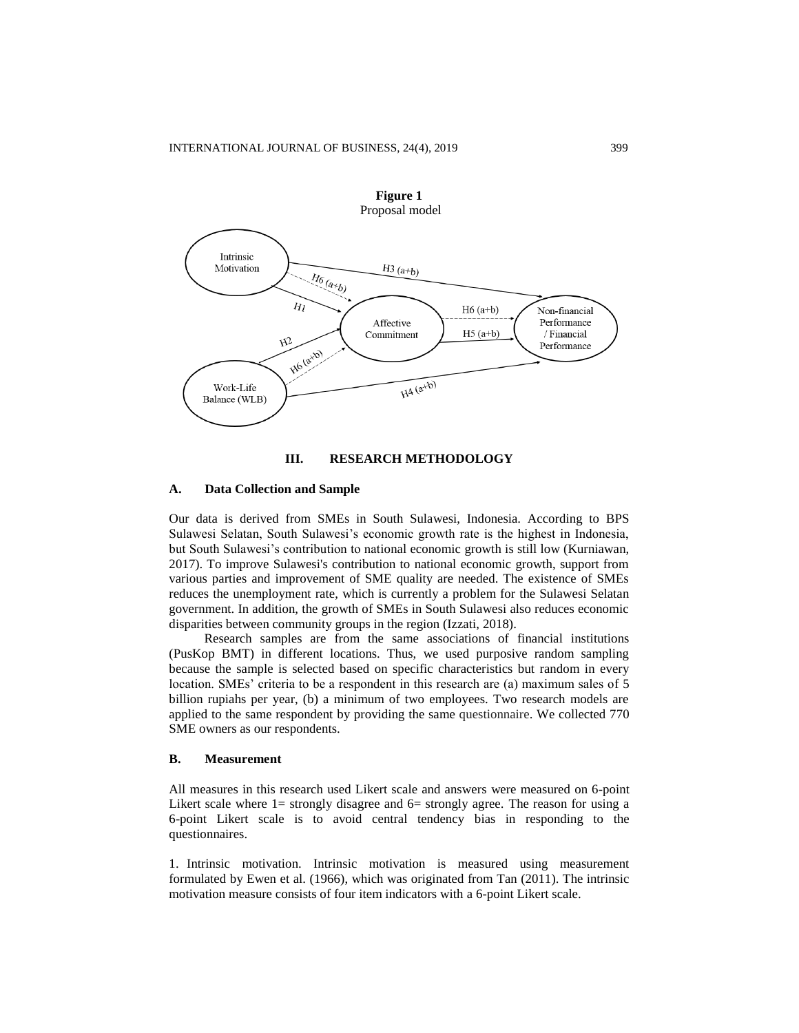**Figure 1**
Proposal model

### III. RESEARCH METHODOLOGY

#### A. Data Collection and Sample

Our data is derived from SMEs in South Sulawesi, Indonesia. According to BPS Sulawesi Selatan, South Sulawesi's economic growth rate is the highest in Indonesia, but South Sulawesi's contribution to national economic growth is still low (Kurniawan, 2017). To improve Sulawesi's contribution to national economic growth, support from various parties and improvement of SME quality are needed. The existence of SMEs reduces the unemployment rate, which is currently a problem for the Sulawesi Selatan government. In addition, the growth of SMEs in South Sulawesi also reduces economic disparities between community groups in the region (Izzati, 2018).

Research samples are from the same associations of financial institutions (PusKop BMT) in different locations. Thus, we used purposive random sampling because the sample is selected based on specific characteristics but random in every location. SMEs' criteria to be a respondent in this research are (a) maximum sales of 5 billion rupiahs per year, (b) a minimum of two employees. Two research models are applied to the same respondent by providing the same questionnaire. We collected 770 SME owners as our respondents.

#### B. Measurement

All measures in this research used Likert scale and answers were measured on 6-point Likert scale where 1= strongly disagree and 6= strongly agree. The reason for using a 6-point Likert scale is to avoid central tendency bias in responding to the questionnaires.

1. Intrinsic motivation. Intrinsic motivation is measured using measurement formulated by Ewen et al. (1966), which was originated from Tan (2011). The intrinsic motivation measure consists of four item indicators with a 6-point Likert scale.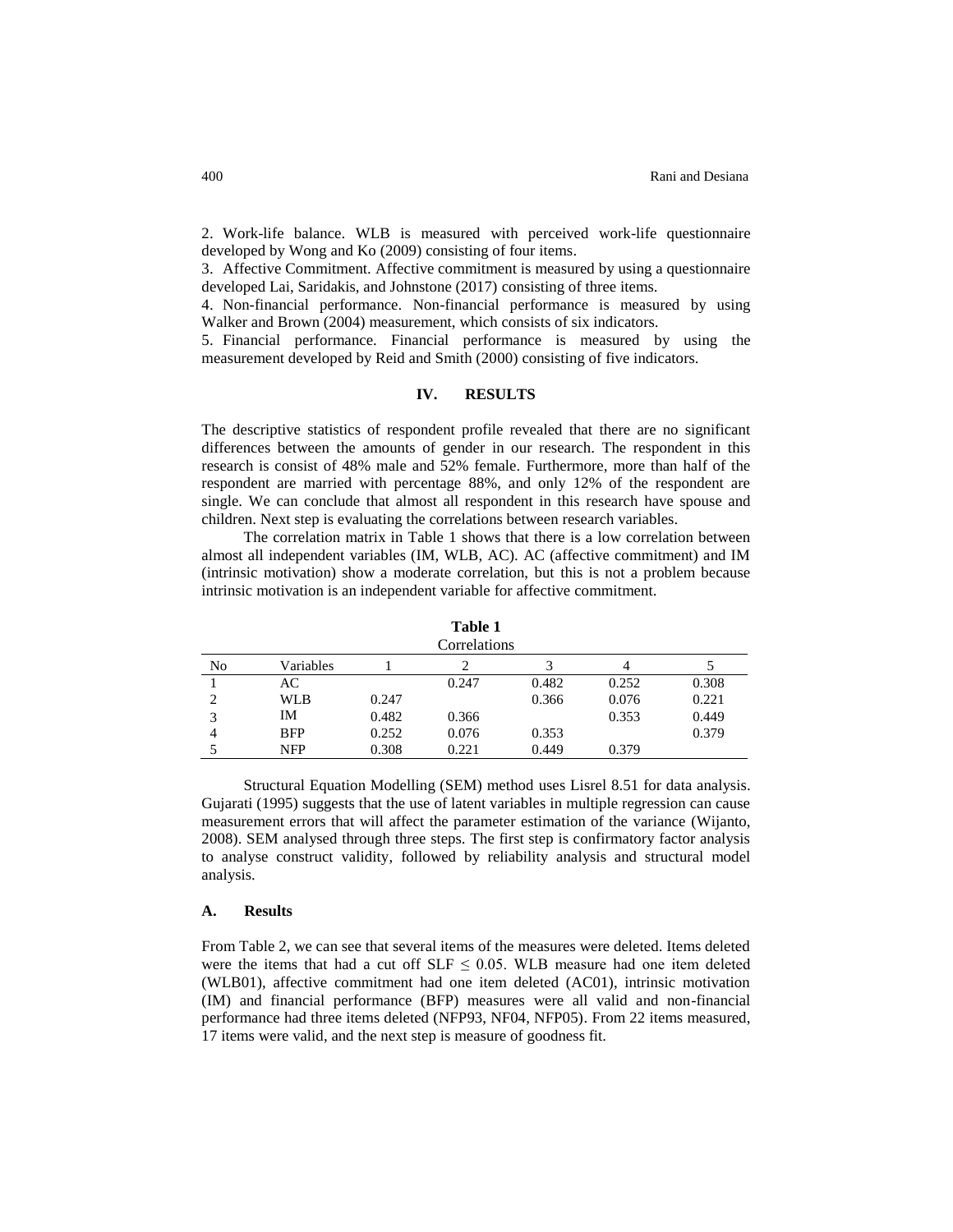2. Work-life balance. WLB is measured with perceived work-life questionnaire developed by Wong and Ko (2009) consisting of four items.

3. Affective Commitment. Affective commitment is measured by using a questionnaire developed Lai, Saridakis, and Johnstone (2017) consisting of three items.

4. Non-financial performance. Non-financial performance is measured by using Walker and Brown (2004) measurement, which consists of six indicators.

5. Financial performance. Financial performance is measured by using the measurement developed by Reid and Smith (2000) consisting of five indicators.

## IV. RESULTS

The descriptive statistics of respondent profile revealed that there are no significant differences between the amounts of gender in our research. The respondent in this research is consist of 48% male and 52% female. Furthermore, more than half of the respondent are married with percentage 88%, and only 12% of the respondent are single. We can conclude that almost all respondent in this research have spouse and children. Next step is evaluating the correlations between research variables.

The correlation matrix in Table 1 shows that there is a low correlation between almost all independent variables (IM, WLB, AC). AC (affective commitment) and IM (intrinsic motivation) show a moderate correlation, but this is not a problem because intrinsic motivation is an independent variable for affective commitment.

**Table 1**
Correlations

| No | Variables | 1 | 2 | 3 | 4 | 5 |
|---|---|---|---|---|---|---|
| 1 | AC | | 0.247 | 0.482 | 0.252 | 0.308 |
| 2 | WLB | 0.247 | | 0.366 | 0.076 | 0.221 |
| 3 | IM | 0.482 | 0.366 | | 0.353 | 0.449 |
| 4 | BFP | 0.252 | 0.076 | 0.353 | | 0.379 |
| 5 | NFP | 0.308 | 0.221 | 0.449 | 0.379 | |

Structural Equation Modelling (SEM) method uses Lisrel 8.51 for data analysis. Gujarati (1995) suggests that the use of latent variables in multiple regression can cause measurement errors that will affect the parameter estimation of the variance (Wijanto, 2008). SEM analysed through three steps. The first step is confirmatory factor analysis to analyse construct validity, followed by reliability analysis and structural model analysis.

### A. Results

From Table 2, we can see that several items of the measures were deleted. Items deleted were the items that had a cut off SLF $\leq 0.05$. WLB measure had one item deleted (WLB01), affective commitment had one item deleted (AC01), intrinsic motivation (IM) and financial performance (BFP) measures were all valid and non-financial performance had three items deleted (NFP93, NF04, NFP05). From 22 items measured, 17 items were valid, and the next step is measure of goodness fit.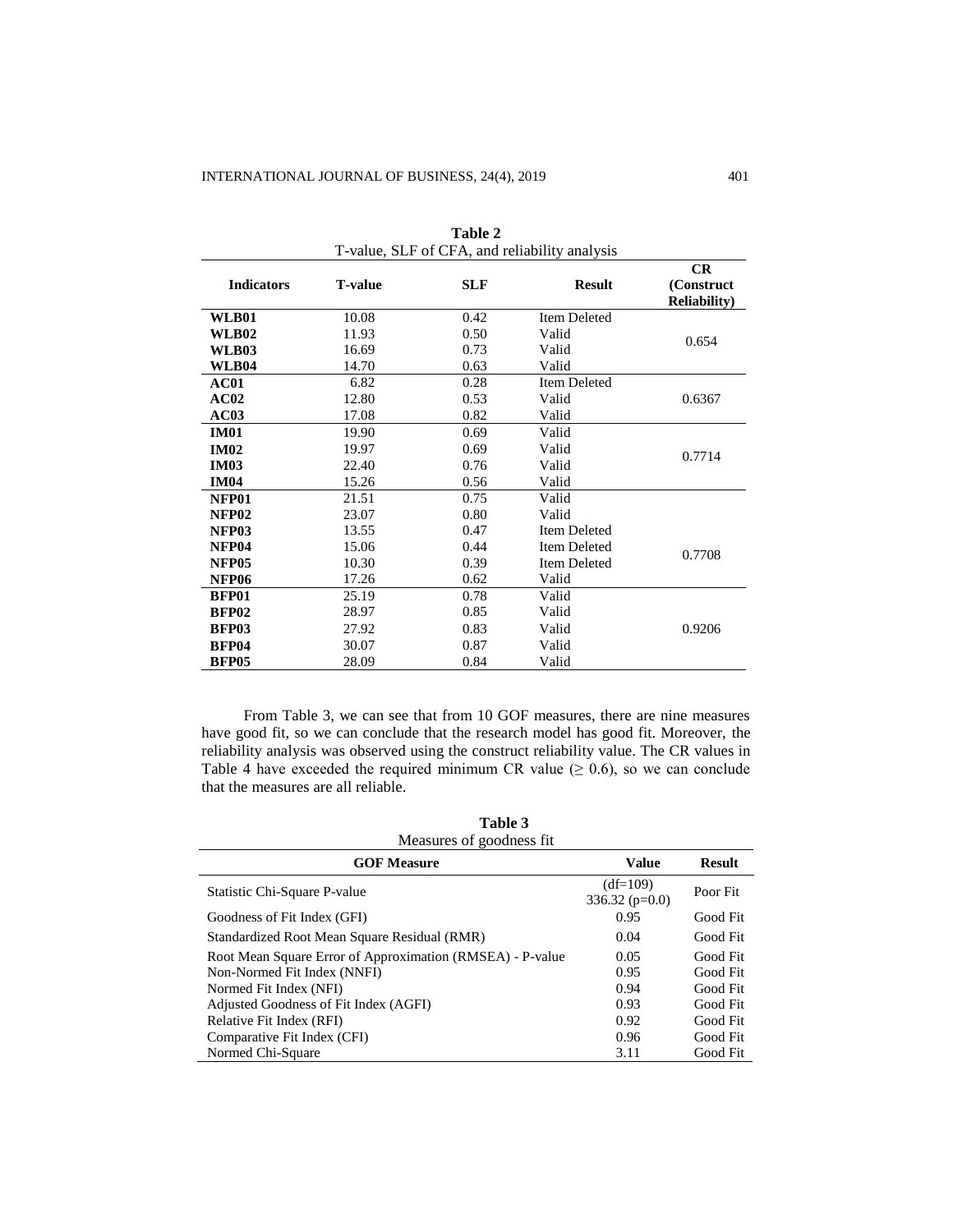**Table 2**
T-value, SLF of CFA, and reliability analysis

| Indicators | T-value | SLF | Result | CR (Construct Reliability) |
|---|---|---|---|---|
| **WLB01** | 10.08 | 0.42 | Item Deleted | |
| **WLB02** | 11.93 | 0.50 | Valid | 0.654 |
| **WLB03** | 16.69 | 0.73 | Valid | |
| **WLB04** | 14.70 | 0.63 | Valid | |
| **AC01** | 6.82 | 0.28 | Item Deleted | |
| **AC02** | 12.80 | 0.53 | Valid | 0.6367 |
| **AC03** | 17.08 | 0.82 | Valid | |
| **IM01** | 19.90 | 0.69 | Valid | |
| **IM02** | 19.97 | 0.69 | Valid | 0.7714 |
| **IM03** | 22.40 | 0.76 | Valid | |
| **IM04** | 15.26 | 0.56 | Valid | |
| **NFP01** | 21.51 | 0.75 | Valid | |
| **NFP02** | 23.07 | 0.80 | Valid | |
| **NFP03** | 13.55 | 0.47 | Item Deleted | |
| **NFP04** | 15.06 | 0.44 | Item Deleted | 0.7708 |
| **NFP05** | 10.30 | 0.39 | Item Deleted | |
| **NFP06** | 17.26 | 0.62 | Valid | |
| **BFP01** | 25.19 | 0.78 | Valid | |
| **BFP02** | 28.97 | 0.85 | Valid | |
| **BFP03** | 27.92 | 0.83 | Valid | 0.9206 |
| **BFP04** | 30.07 | 0.87 | Valid | |
| **BFP05** | 28.09 | 0.84 | Valid | |

From Table 3, we can see that from 10 GOF measures, there are nine measures have good fit, so we can conclude that the research model has good fit. Moreover, the reliability analysis was observed using the construct reliability value. The CR values in Table 4 have exceeded the required minimum CR value ($\geq$ 0.6), so we can conclude that the measures are all reliable.

**Table 3**
Measures of goodness fit

| GOF Measure | Value | Result |
|---|---|---|
| Statistic Chi-Square P-value | (df=109) 336.32 (p=0.0) | Poor Fit |
| Goodness of Fit Index (GFI) | 0.95 | Good Fit |
| Standardized Root Mean Square Residual (RMR) | 0.04 | Good Fit |
| Root Mean Square Error of Approximation (RMSEA) - P-value | 0.05 | Good Fit |
| Non-Normed Fit Index (NNFI) | 0.95 | Good Fit |
| Normed Fit Index (NFI) | 0.94 | Good Fit |
| Adjusted Goodness of Fit Index (AGFI) | 0.93 | Good Fit |
| Relative Fit Index (RFI) | 0.92 | Good Fit |
| Comparative Fit Index (CFI) | 0.96 | Good Fit |
| Normed Chi-Square | 3.11 | Good Fit |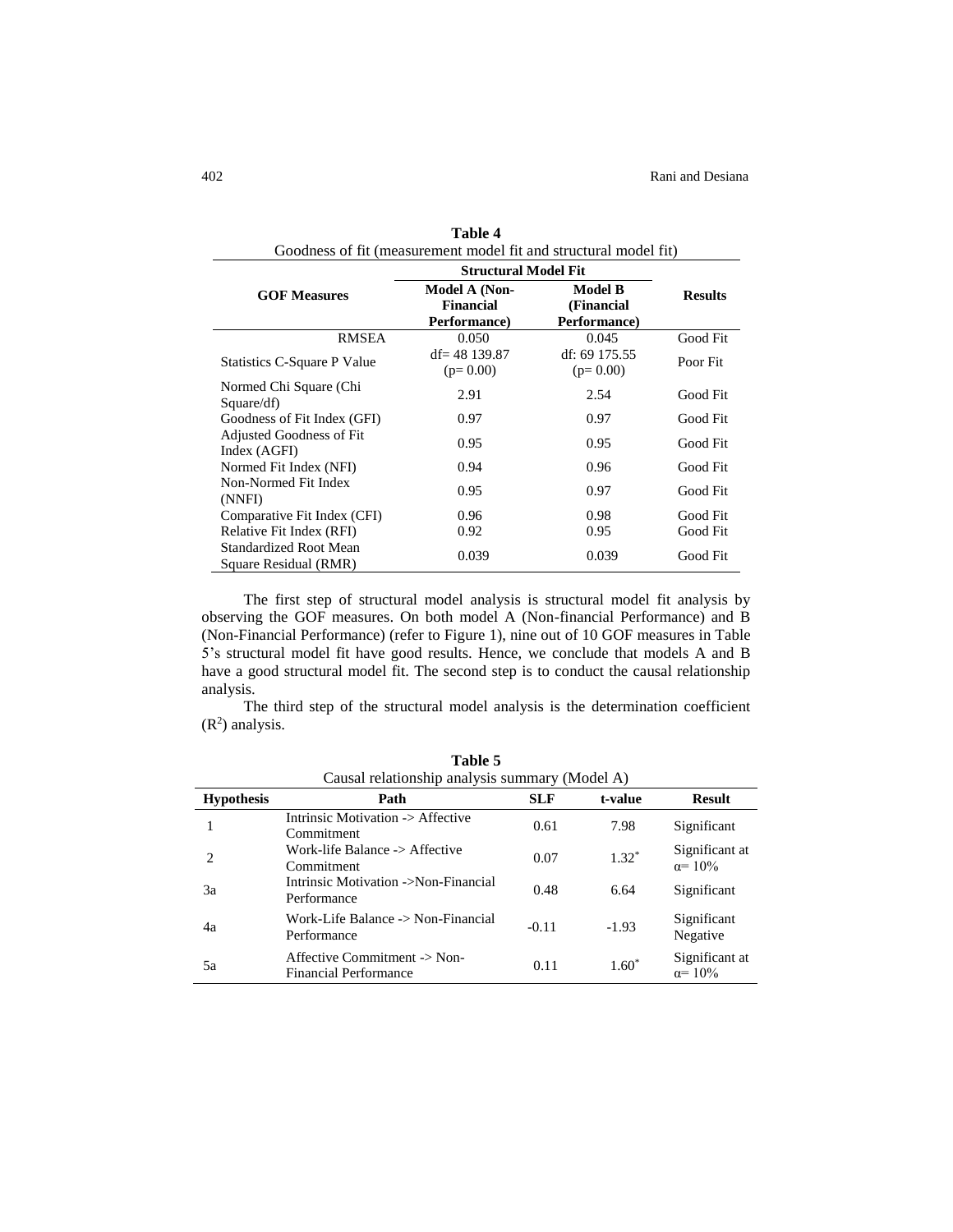**Table 4**
Goodness of fit (measurement model fit and structural model fit)

| GOF Measures | Structural Model Fit | | Results |
|---|---|---|---|
| | Model A (Non-Financial Performance) | Model B (Financial Performance) | |
| RMSEA | 0.050 | 0.045 | Good Fit |
| Statistics C-Square P Value | df= 48 139.87 (p= 0.00) | df: 69 175.55 (p= 0.00) | Poor Fit |
| Normed Chi Square (Chi Square/df) | 2.91 | 2.54 | Good Fit |
| Goodness of Fit Index (GFI) | 0.97 | 0.97 | Good Fit |
| Adjusted Goodness of Fit Index (AGFI) | 0.95 | 0.95 | Good Fit |
| Normed Fit Index (NFI) | 0.94 | 0.96 | Good Fit |
| Non-Normed Fit Index (NNFI) | 0.95 | 0.97 | Good Fit |
| Comparative Fit Index (CFI) | 0.96 | 0.98 | Good Fit |
| Relative Fit Index (RFI) | 0.92 | 0.95 | Good Fit |
| Standardized Root Mean Square Residual (RMR) | 0.039 | 0.039 | Good Fit |

The first step of structural model analysis is structural model fit analysis by observing the GOF measures. On both model A (Non-financial Performance) and B (Non-Financial Performance) (refer to Figure 1), nine out of 10 GOF measures in Table 5's structural model fit have good results. Hence, we conclude that models A and B have a good structural model fit. The second step is to conduct the causal relationship analysis.

The third step of the structural model analysis is the determination coefficient ($R^2$) analysis.

**Table 5**
Causal relationship analysis summary (Model A)

| Hypothesis | Path | SLF | t-value | Result |
|---|---|---|---|---|
| 1 | Intrinsic Motivation -> Affective Commitment | 0.61 | 7.98 | Significant |
| 2 | Work-life Balance -> Affective Commitment | 0.07 | $1.32^*$ | Significant at $\alpha$= 10% |
| 3a | Intrinsic Motivation ->Non-Financial Performance | 0.48 | 6.64 | Significant |
| 4a | Work-Life Balance -> Non-Financial Performance | -0.11 | -1.93 | Significant Negative |
| 5a | Affective Commitment -> Non-Financial Performance | 0.11 | $1.60^*$ | Significant at $\alpha$= 10% |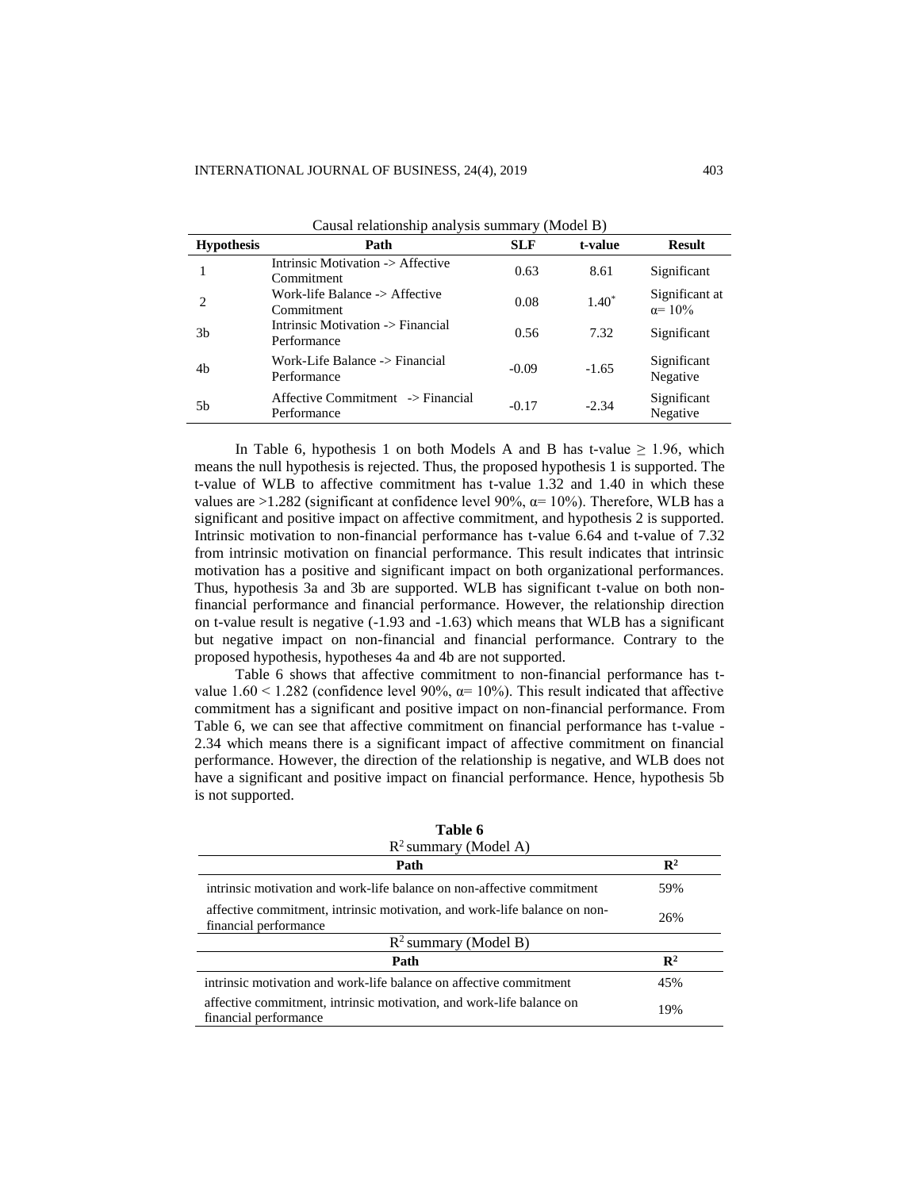Causal relationship analysis summary (Model B)

| Hypothesis | Path | SLF | t-value | Result |
|---|---|---|---|---|
| 1 | Intrinsic Motivation -> Affective Commitment | 0.63 | 8.61 | Significant |
| 2 | Work-life Balance -> Affective Commitment | 0.08 | 1.40* | Significant at α= 10% |
| 3b | Intrinsic Motivation -> Financial Performance | 0.56 | 7.32 | Significant |
| 4b | Work-Life Balance -> Financial Performance | -0.09 | -1.65 | Significant Negative |
| 5b | Affective Commitment -> Financial Performance | -0.17 | -2.34 | Significant Negative |

In Table 6, hypothesis 1 on both Models A and B has t-value ≥ 1.96, which means the null hypothesis is rejected. Thus, the proposed hypothesis 1 is supported. The t-value of WLB to affective commitment has t-value 1.32 and 1.40 in which these values are >1.282 (significant at confidence level 90%, α= 10%). Therefore, WLB has a significant and positive impact on affective commitment, and hypothesis 2 is supported. Intrinsic motivation to non-financial performance has t-value 6.64 and t-value of 7.32 from intrinsic motivation on financial performance. This result indicates that intrinsic motivation has a positive and significant impact on both organizational performances. Thus, hypothesis 3a and 3b are supported. WLB has significant t-value on both non-financial performance and financial performance. However, the relationship direction on t-value result is negative (-1.93 and -1.63) which means that WLB has a significant but negative impact on non-financial and financial performance. Contrary to the proposed hypothesis, hypotheses 4a and 4b are not supported.

Table 6 shows that affective commitment to non-financial performance has t-value 1.60 < 1.282 (confidence level 90%, α= 10%). This result indicated that affective commitment has a significant and positive impact on non-financial performance. From Table 6, we can see that affective commitment on financial performance has t-value -2.34 which means there is a significant impact of affective commitment on financial performance. However, the direction of the relationship is negative, and WLB does not have a significant and positive impact on financial performance. Hence, hypothesis 5b is not supported.

**Table 6**

$R^2$ summary (Model A)

| Path | $R^2$ |
|---|---|
| intrinsic motivation and work-life balance on non-affective commitment | 59% |
| affective commitment, intrinsic motivation, and work-life balance on non-financial performance | 26% |

$R^2$ summary (Model B)

| Path | $R^2$ |
|---|---|
| intrinsic motivation and work-life balance on affective commitment | 45% |
| affective commitment, intrinsic motivation, and work-life balance on financial performance | 19% |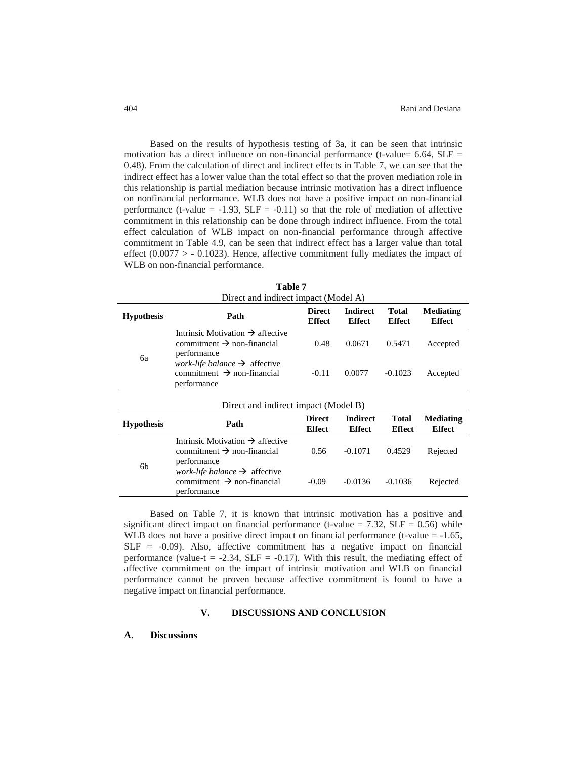Based on the results of hypothesis testing of 3a, it can be seen that intrinsic motivation has a direct influence on non-financial performance (t-value= 6.64, SLF = 0.48). From the calculation of direct and indirect effects in Table 7, we can see that the indirect effect has a lower value than the total effect so that the proven mediation role in this relationship is partial mediation because intrinsic motivation has a direct influence on nonfinancial performance. WLB does not have a positive impact on non-financial performance (t-value = -1.93, SLF = -0.11) so that the role of mediation of affective commitment in this relationship can be done through indirect influence. From the total effect calculation of WLB impact on non-financial performance through affective commitment in Table 4.9, can be seen that indirect effect has a larger value than total effect (0.0077 > - 0.1023). Hence, affective commitment fully mediates the impact of WLB on non-financial performance.

**Table 7**
Direct and indirect impact (Model A)

| Hypothesis | Path | Direct Effect | Indirect Effect | Total Effect | Mediating Effect |
|---|---|---|---|---|---|
| 6a | Intrinsic Motivation → affective commitment → non-financial performance | 0.48 | 0.0671 | 0.5471 | Accepted |
| | *work-life balance* → affective commitment → non-financial performance | -0.11 | 0.0077 | -0.1023 | Accepted |

Direct and indirect impact (Model B)

| Hypothesis | Path | Direct Effect | Indirect Effect | Total Effect | Mediating Effect |
|---|---|---|---|---|---|
| 6b | Intrinsic Motivation → affective commitment → non-financial performance | 0.56 | -0.1071 | 0.4529 | Rejected |
| | *work-life balance* → affective commitment → non-financial performance | -0.09 | -0.0136 | -0.1036 | Rejected |

Based on Table 7, it is known that intrinsic motivation has a positive and significant direct impact on financial performance (t-value = 7.32, SLF = 0.56) while WLB does not have a positive direct impact on financial performance (t-value = -1.65, SLF = -0.09). Also, affective commitment has a negative impact on financial performance (value-t = -2.34, SLF = -0.17). With this result, the mediating effect of affective commitment on the impact of intrinsic motivation and WLB on financial performance cannot be proven because affective commitment is found to have a negative impact on financial performance.

## V. DISCUSSIONS AND CONCLUSION

### A. Discussions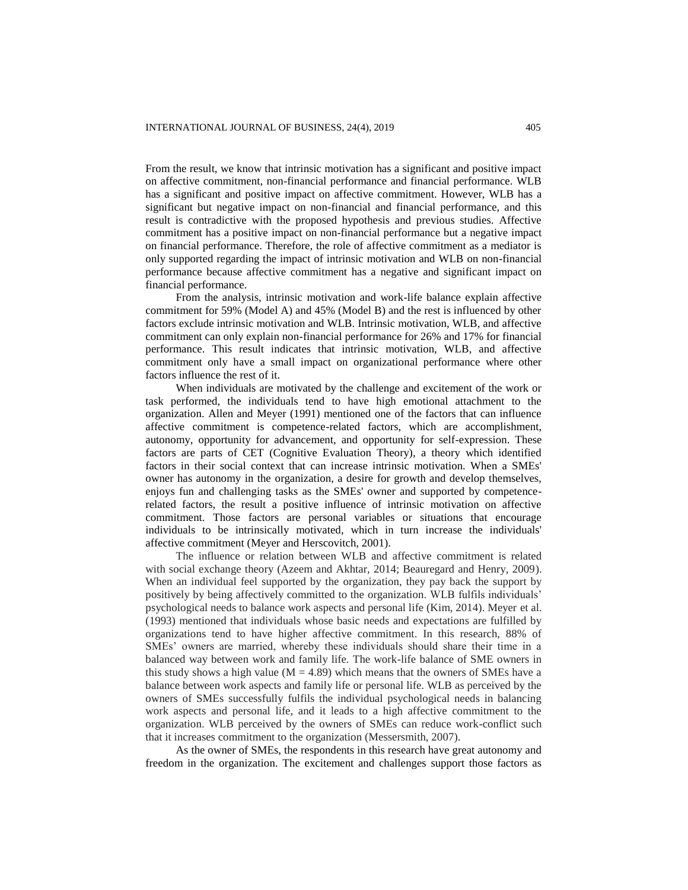From the result, we know that intrinsic motivation has a significant and positive impact on affective commitment, non-financial performance and financial performance. WLB has a significant and positive impact on affective commitment. However, WLB has a significant but negative impact on non-financial and financial performance, and this result is contradictive with the proposed hypothesis and previous studies. Affective commitment has a positive impact on non-financial performance but a negative impact on financial performance. Therefore, the role of affective commitment as a mediator is only supported regarding the impact of intrinsic motivation and WLB on non-financial performance because affective commitment has a negative and significant impact on financial performance.

From the analysis, intrinsic motivation and work-life balance explain affective commitment for 59% (Model A) and 45% (Model B) and the rest is influenced by other factors exclude intrinsic motivation and WLB. Intrinsic motivation, WLB, and affective commitment can only explain non-financial performance for 26% and 17% for financial performance. This result indicates that intrinsic motivation, WLB, and affective commitment only have a small impact on organizational performance where other factors influence the rest of it.

When individuals are motivated by the challenge and excitement of the work or task performed, the individuals tend to have high emotional attachment to the organization. Allen and Meyer (1991) mentioned one of the factors that can influence affective commitment is competence-related factors, which are accomplishment, autonomy, opportunity for advancement, and opportunity for self-expression. These factors are parts of CET (Cognitive Evaluation Theory), a theory which identified factors in their social context that can increase intrinsic motivation. When a SMEs' owner has autonomy in the organization, a desire for growth and develop themselves, enjoys fun and challenging tasks as the SMEs' owner and supported by competence-related factors, the result a positive influence of intrinsic motivation on affective commitment. Those factors are personal variables or situations that encourage individuals to be intrinsically motivated, which in turn increase the individuals' affective commitment (Meyer and Herscovitch, 2001).

The influence or relation between WLB and affective commitment is related with social exchange theory (Azeem and Akhtar, 2014; Beauregard and Henry, 2009). When an individual feel supported by the organization, they pay back the support by positively by being affectively committed to the organization. WLB fulfils individuals' psychological needs to balance work aspects and personal life (Kim, 2014). Meyer et al. (1993) mentioned that individuals whose basic needs and expectations are fulfilled by organizations tend to have higher affective commitment. In this research, 88% of SMEs' owners are married, whereby these individuals should share their time in a balanced way between work and family life. The work-life balance of SME owners in this study shows a high value ($M = 4.89$) which means that the owners of SMEs have a balance between work aspects and family life or personal life. WLB as perceived by the owners of SMEs successfully fulfils the individual psychological needs in balancing work aspects and personal life, and it leads to a high affective commitment to the organization. WLB perceived by the owners of SMEs can reduce work-conflict such that it increases commitment to the organization (Messersmith, 2007).

As the owner of SMEs, the respondents in this research have great autonomy and freedom in the organization. The excitement and challenges support those factors as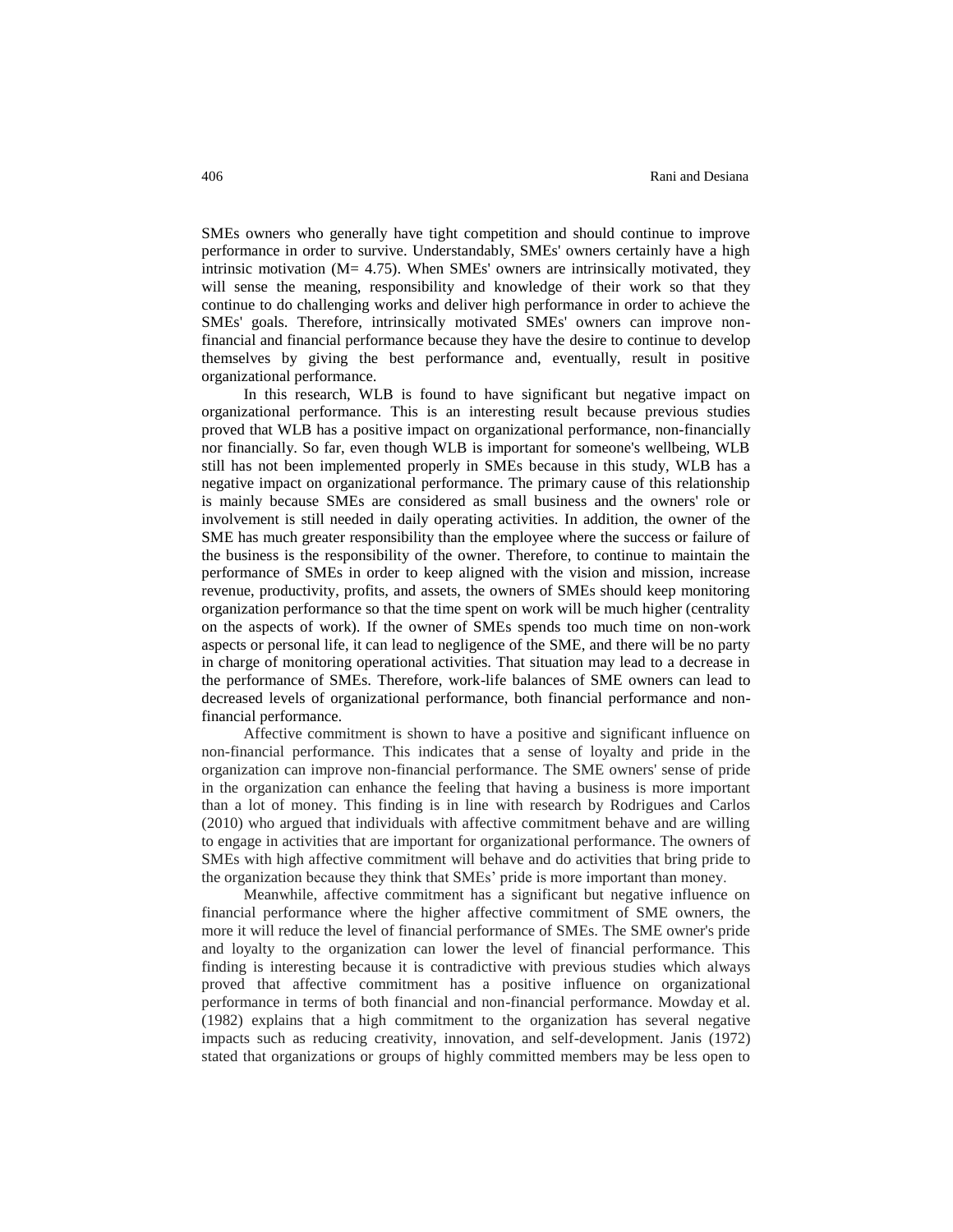SMEs owners who generally have tight competition and should continue to improve performance in order to survive. Understandably, SMEs' owners certainly have a high intrinsic motivation (M= 4.75). When SMEs' owners are intrinsically motivated, they will sense the meaning, responsibility and knowledge of their work so that they continue to do challenging works and deliver high performance in order to achieve the SMEs' goals. Therefore, intrinsically motivated SMEs' owners can improve non-financial and financial performance because they have the desire to continue to develop themselves by giving the best performance and, eventually, result in positive organizational performance.

In this research, WLB is found to have significant but negative impact on organizational performance. This is an interesting result because previous studies proved that WLB has a positive impact on organizational performance, non-financially nor financially. So far, even though WLB is important for someone's wellbeing, WLB still has not been implemented properly in SMEs because in this study, WLB has a negative impact on organizational performance. The primary cause of this relationship is mainly because SMEs are considered as small business and the owners' role or involvement is still needed in daily operating activities. In addition, the owner of the SME has much greater responsibility than the employee where the success or failure of the business is the responsibility of the owner. Therefore, to continue to maintain the performance of SMEs in order to keep aligned with the vision and mission, increase revenue, productivity, profits, and assets, the owners of SMEs should keep monitoring organization performance so that the time spent on work will be much higher (centrality on the aspects of work). If the owner of SMEs spends too much time on non-work aspects or personal life, it can lead to negligence of the SME, and there will be no party in charge of monitoring operational activities. That situation may lead to a decrease in the performance of SMEs. Therefore, work-life balances of SME owners can lead to decreased levels of organizational performance, both financial performance and non-financial performance.

Affective commitment is shown to have a positive and significant influence on non-financial performance. This indicates that a sense of loyalty and pride in the organization can improve non-financial performance. The SME owners' sense of pride in the organization can enhance the feeling that having a business is more important than a lot of money. This finding is in line with research by Rodrigues and Carlos (2010) who argued that individuals with affective commitment behave and are willing to engage in activities that are important for organizational performance. The owners of SMEs with high affective commitment will behave and do activities that bring pride to the organization because they think that SMEs' pride is more important than money.

Meanwhile, affective commitment has a significant but negative influence on financial performance where the higher affective commitment of SME owners, the more it will reduce the level of financial performance of SMEs. The SME owner's pride and loyalty to the organization can lower the level of financial performance. This finding is interesting because it is contradictive with previous studies which always proved that affective commitment has a positive influence on organizational performance in terms of both financial and non-financial performance. Mowday et al. (1982) explains that a high commitment to the organization has several negative impacts such as reducing creativity, innovation, and self-development. Janis (1972) stated that organizations or groups of highly committed members may be less open to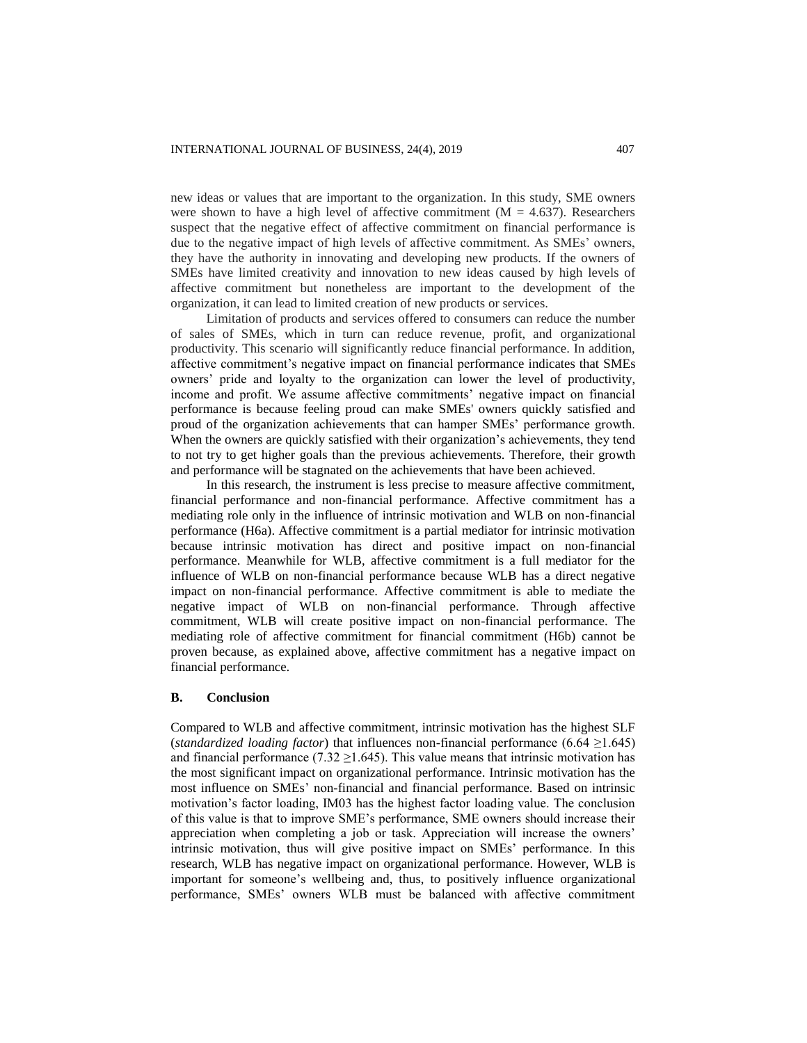new ideas or values that are important to the organization. In this study, SME owners were shown to have a high level of affective commitment ($M = 4.637$). Researchers suspect that the negative effect of affective commitment on financial performance is due to the negative impact of high levels of affective commitment. As SMEs' owners, they have the authority in innovating and developing new products. If the owners of SMEs have limited creativity and innovation to new ideas caused by high levels of affective commitment but nonetheless are important to the development of the organization, it can lead to limited creation of new products or services.

Limitation of products and services offered to consumers can reduce the number of sales of SMEs, which in turn can reduce revenue, profit, and organizational productivity. This scenario will significantly reduce financial performance. In addition, affective commitment's negative impact on financial performance indicates that SMEs owners' pride and loyalty to the organization can lower the level of productivity, income and profit. We assume affective commitments' negative impact on financial performance is because feeling proud can make SMEs' owners quickly satisfied and proud of the organization achievements that can hamper SMEs' performance growth. When the owners are quickly satisfied with their organization's achievements, they tend to not try to get higher goals than the previous achievements. Therefore, their growth and performance will be stagnated on the achievements that have been achieved.

In this research, the instrument is less precise to measure affective commitment, financial performance and non-financial performance. Affective commitment has a mediating role only in the influence of intrinsic motivation and WLB on non-financial performance (H6a). Affective commitment is a partial mediator for intrinsic motivation because intrinsic motivation has direct and positive impact on non-financial performance. Meanwhile for WLB, affective commitment is a full mediator for the influence of WLB on non-financial performance because WLB has a direct negative impact on non-financial performance. Affective commitment is able to mediate the negative impact of WLB on non-financial performance. Through affective commitment, WLB will create positive impact on non-financial performance. The mediating role of affective commitment for financial commitment (H6b) cannot be proven because, as explained above, affective commitment has a negative impact on financial performance.

### B. Conclusion

Compared to WLB and affective commitment, intrinsic motivation has the highest SLF (*standardized loading factor*) that influences non-financial performance ($6.64 \geq 1.645$) and financial performance ($7.32 \geq 1.645$). This value means that intrinsic motivation has the most significant impact on organizational performance. Intrinsic motivation has the most influence on SMEs' non-financial and financial performance. Based on intrinsic motivation's factor loading, IM03 has the highest factor loading value. The conclusion of this value is that to improve SME's performance, SME owners should increase their appreciation when completing a job or task. Appreciation will increase the owners' intrinsic motivation, thus will give positive impact on SMEs' performance. In this research, WLB has negative impact on organizational performance. However, WLB is important for someone's wellbeing and, thus, to positively influence organizational performance, SMEs' owners WLB must be balanced with affective commitment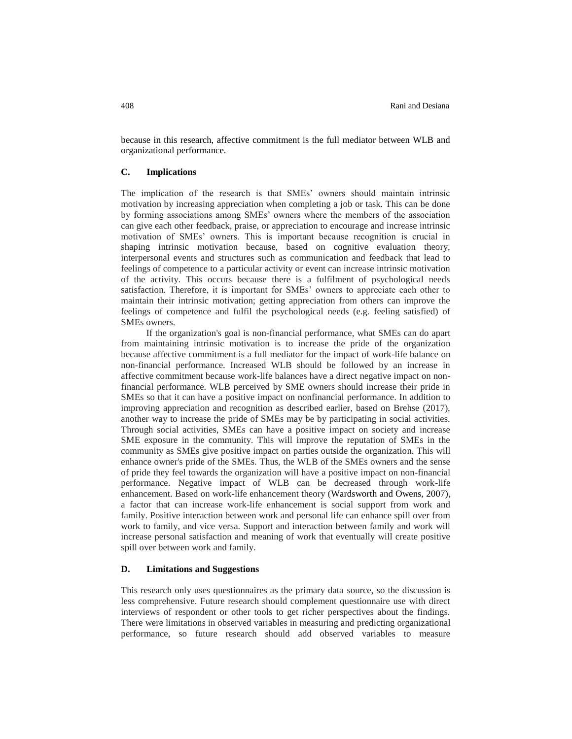because in this research, affective commitment is the full mediator between WLB and organizational performance.

## C. Implications

The implication of the research is that SMEs' owners should maintain intrinsic motivation by increasing appreciation when completing a job or task. This can be done by forming associations among SMEs' owners where the members of the association can give each other feedback, praise, or appreciation to encourage and increase intrinsic motivation of SMEs' owners. This is important because recognition is crucial in shaping intrinsic motivation because, based on cognitive evaluation theory, interpersonal events and structures such as communication and feedback that lead to feelings of competence to a particular activity or event can increase intrinsic motivation of the activity. This occurs because there is a fulfilment of psychological needs satisfaction. Therefore, it is important for SMEs' owners to appreciate each other to maintain their intrinsic motivation; getting appreciation from others can improve the feelings of competence and fulfil the psychological needs (e.g. feeling satisfied) of SMEs owners.

If the organization's goal is non-financial performance, what SMEs can do apart from maintaining intrinsic motivation is to increase the pride of the organization because affective commitment is a full mediator for the impact of work-life balance on non-financial performance. Increased WLB should be followed by an increase in affective commitment because work-life balances have a direct negative impact on non-financial performance. WLB perceived by SME owners should increase their pride in SMEs so that it can have a positive impact on nonfinancial performance. In addition to improving appreciation and recognition as described earlier, based on Brehse (2017), another way to increase the pride of SMEs may be by participating in social activities. Through social activities, SMEs can have a positive impact on society and increase SME exposure in the community. This will improve the reputation of SMEs in the community as SMEs give positive impact on parties outside the organization. This will enhance owner's pride of the SMEs. Thus, the WLB of the SMEs owners and the sense of pride they feel towards the organization will have a positive impact on non-financial performance. Negative impact of WLB can be decreased through work-life enhancement. Based on work-life enhancement theory (Wardsworth and Owens, 2007), a factor that can increase work-life enhancement is social support from work and family. Positive interaction between work and personal life can enhance spill over from work to family, and vice versa. Support and interaction between family and work will increase personal satisfaction and meaning of work that eventually will create positive spill over between work and family.

## D. Limitations and Suggestions

This research only uses questionnaires as the primary data source, so the discussion is less comprehensive. Future research should complement questionnaire use with direct interviews of respondent or other tools to get richer perspectives about the findings. There were limitations in observed variables in measuring and predicting organizational performance, so future research should add observed variables to measure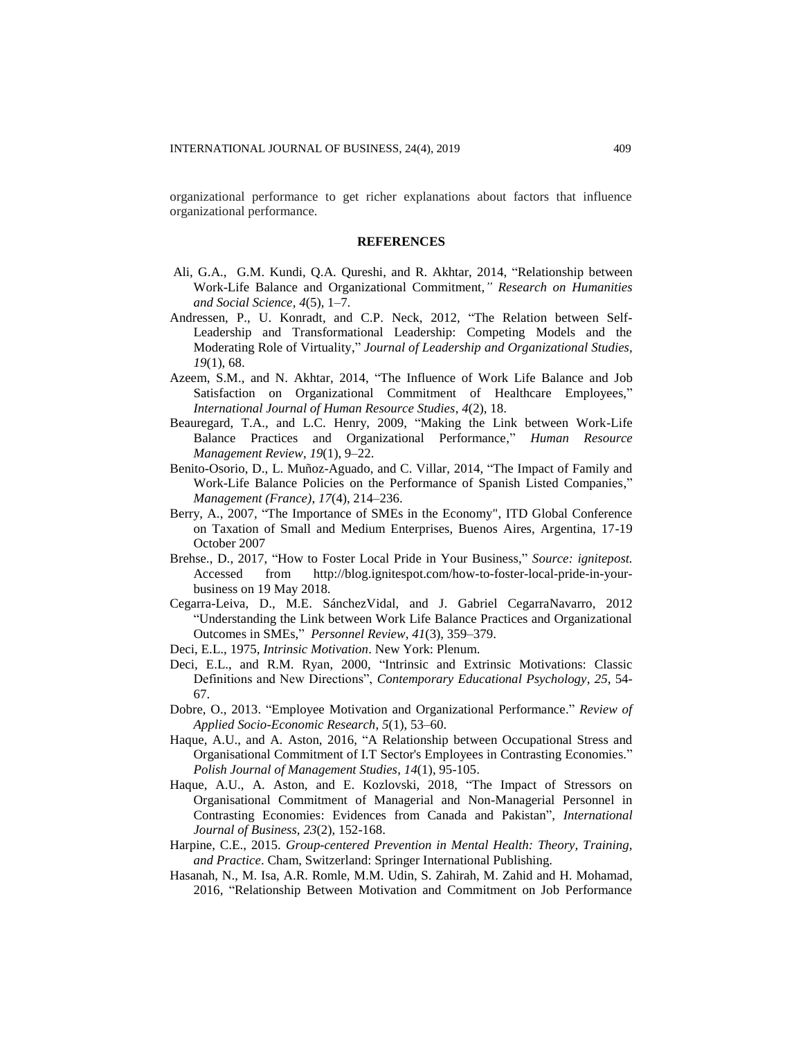organizational performance to get richer explanations about factors that influence organizational performance.

## REFERENCES

Ali, G.A., G.M. Kundi, Q.A. Qureshi, and R. Akhtar, 2014, "Relationship between Work-Life Balance and Organizational Commitment*," Research on Humanities and Social Science*, *4*(5), 1–7.

Andressen, P., U. Konradt, and C.P. Neck, 2012, "The Relation between Self-Leadership and Transformational Leadership: Competing Models and the Moderating Role of Virtuality," *Journal of Leadership and Organizational Studies*, *19*(1), 68.

Azeem, S.M., and N. Akhtar, 2014, "The Influence of Work Life Balance and Job Satisfaction on Organizational Commitment of Healthcare Employees," *International Journal of Human Resource Studies*, *4*(2), 18.

Beauregard, T.A., and L.C. Henry, 2009, "Making the Link between Work-Life Balance Practices and Organizational Performance," *Human Resource Management Review*, *19*(1), 9–22.

Benito-Osorio, D., L. Muñoz-Aguado, and C. Villar, 2014, "The Impact of Family and Work-Life Balance Policies on the Performance of Spanish Listed Companies," *Management (France)*, *17*(4), 214–236.

Berry, A., 2007, "The Importance of SMEs in the Economy", ITD Global Conference on Taxation of Small and Medium Enterprises, Buenos Aires, Argentina, 17-19 October 2007

Brehse., D., 2017, "How to Foster Local Pride in Your Business," *Source: ignitepost.* Accessed from http://blog.ignitespot.com/how-to-foster-local-pride-in-your-business on 19 May 2018.

Cegarra-Leiva, D., M.E. SánchezVidal, and J. Gabriel CegarraNavarro, 2012 "Understanding the Link between Work Life Balance Practices and Organizational Outcomes in SMEs," *Personnel Review*, *41*(3), 359–379.

Deci, E.L., 1975, *Intrinsic Motivation*. New York: Plenum.

Deci, E.L., and R.M. Ryan, 2000, "Intrinsic and Extrinsic Motivations: Classic Definitions and New Directions", *Contemporary Educational Psychology*, *25*, 54-67.

Dobre, O., 2013. "Employee Motivation and Organizational Performance." *Review of Applied Socio-Economic Research*, *5*(1), 53–60.

Haque, A.U., and A. Aston, 2016, "A Relationship between Occupational Stress and Organisational Commitment of I.T Sector's Employees in Contrasting Economies." *Polish Journal of Management Studies*, *14*(1), 95-105.

Haque, A.U., A. Aston, and E. Kozlovski, 2018, "The Impact of Stressors on Organisational Commitment of Managerial and Non-Managerial Personnel in Contrasting Economies: Evidences from Canada and Pakistan", *International Journal of Business*, *23*(2), 152-168.

Harpine, C.E., 2015. *Group-centered Prevention in Mental Health: Theory, Training, and Practice*. Cham, Switzerland: Springer International Publishing.

Hasanah, N., M. Isa, A.R. Romle, M.M. Udin, S. Zahirah, M. Zahid and H. Mohamad, 2016, "Relationship Between Motivation and Commitment on Job Performance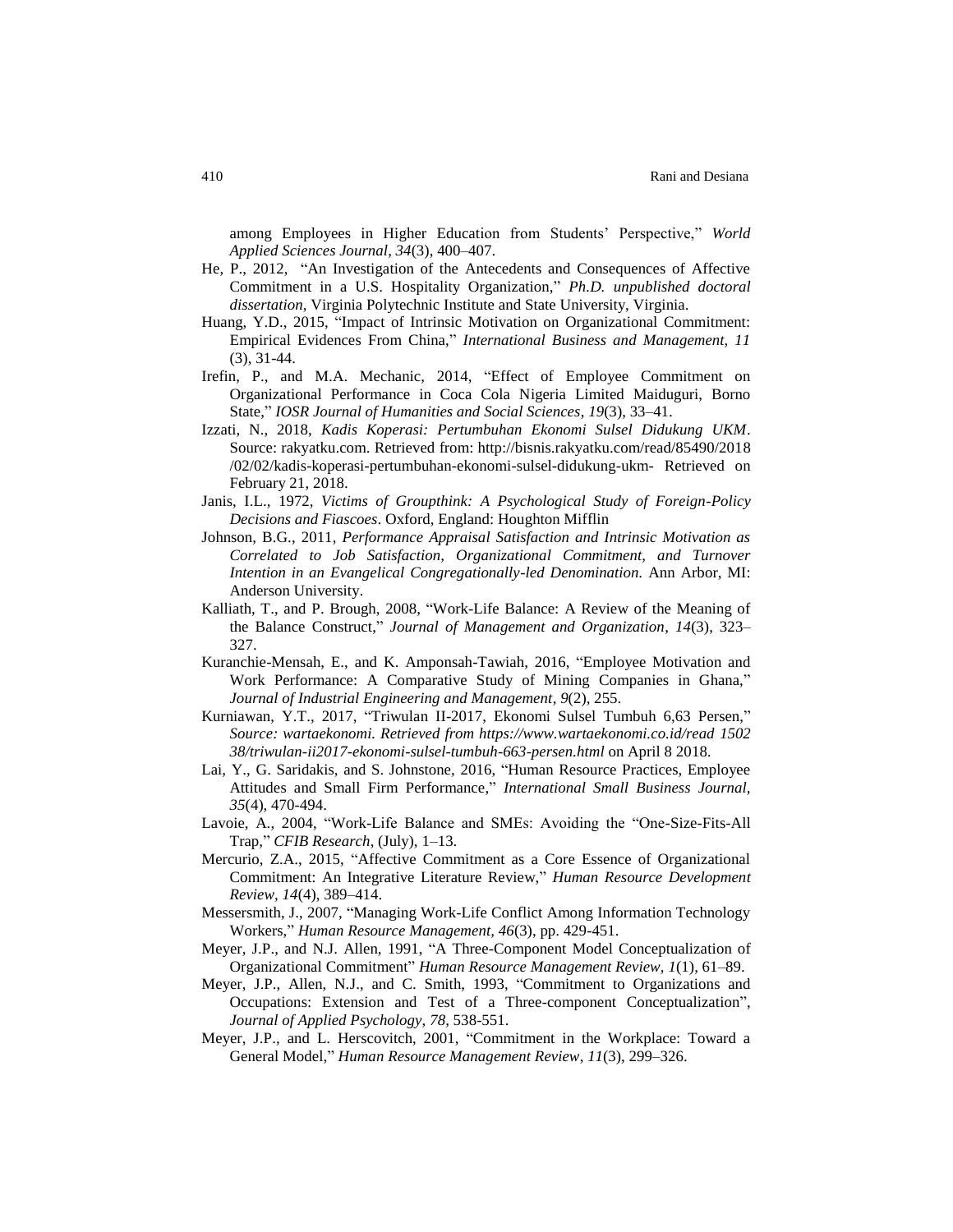among Employees in Higher Education from Students' Perspective," *World Applied Sciences Journal*, *34*(3), 400–407.

He, P., 2012, "An Investigation of the Antecedents and Consequences of Affective Commitment in a U.S. Hospitality Organization," *Ph.D. unpublished doctoral dissertation*, Virginia Polytechnic Institute and State University, Virginia.

Huang, Y.D., 2015, "Impact of Intrinsic Motivation on Organizational Commitment: Empirical Evidences From China," *International Business and Management, 11* (3), 31-44.

Irefin, P., and M.A. Mechanic, 2014, "Effect of Employee Commitment on Organizational Performance in Coca Cola Nigeria Limited Maiduguri, Borno State," *IOSR Journal of Humanities and Social Sciences*, *19*(3), 33–41.

Izzati, N., 2018, *Kadis Koperasi: Pertumbuhan Ekonomi Sulsel Didukung UKM*. Source: rakyatku.com. Retrieved from: http://bisnis.rakyatku.com/read/85490/2018/02/02/kadis-koperasi-pertumbuhan-ekonomi-sulsel-didukung-ukm- Retrieved on February 21, 2018.

Janis, I.L., 1972, *Victims of Groupthink: A Psychological Study of Foreign-Policy Decisions and Fiascoes*. Oxford, England: Houghton Mifflin

Johnson, B.G., 2011, *Performance Appraisal Satisfaction and Intrinsic Motivation as Correlated to Job Satisfaction, Organizational Commitment, and Turnover Intention in an Evangelical Congregationally-led Denomination*. Ann Arbor, MI: Anderson University.

Kalliath, T., and P. Brough, 2008, "Work-Life Balance: A Review of the Meaning of the Balance Construct," *Journal of Management and Organization*, *14*(3), 323–327.

Kuranchie-Mensah, E., and K. Amponsah-Tawiah, 2016, "Employee Motivation and Work Performance: A Comparative Study of Mining Companies in Ghana," *Journal of Industrial Engineering and Management*, *9*(2), 255.

Kurniawan, Y.T., 2017, "Triwulan II-2017, Ekonomi Sulsel Tumbuh 6,63 Persen," *Source: wartaekonomi. Retrieved from https://www.wartaekonomi.co.id/read 150238/triwulan-ii2017-ekonomi-sulsel-tumbuh-663-persen.html* on April 8 2018.

Lai, Y., G. Saridakis, and S. Johnstone, 2016, "Human Resource Practices, Employee Attitudes and Small Firm Performance," *International Small Business Journal*, *35*(4), 470-494.

Lavoie, A., 2004, "Work-Life Balance and SMEs: Avoiding the "One-Size-Fits-All Trap," *CFIB Research*, (July), 1–13.

Mercurio, Z.A., 2015, "Affective Commitment as a Core Essence of Organizational Commitment: An Integrative Literature Review," *Human Resource Development Review*, *14*(4), 389–414.

Messersmith, J., 2007, "Managing Work-Life Conflict Among Information Technology Workers," *Human Resource Management, 46*(3), pp. 429-451.

Meyer, J.P., and N.J. Allen, 1991, "A Three-Component Model Conceptualization of Organizational Commitment" *Human Resource Management Review*, *1*(1), 61–89.

Meyer, J.P., Allen, N.J., and C. Smith, 1993, "Commitment to Organizations and Occupations: Extension and Test of a Three-component Conceptualization", *Journal of Applied Psychology*, *78*, 538-551.

Meyer, J.P., and L. Herscovitch, 2001, "Commitment in the Workplace: Toward a General Model," *Human Resource Management Review*, *11*(3), 299–326.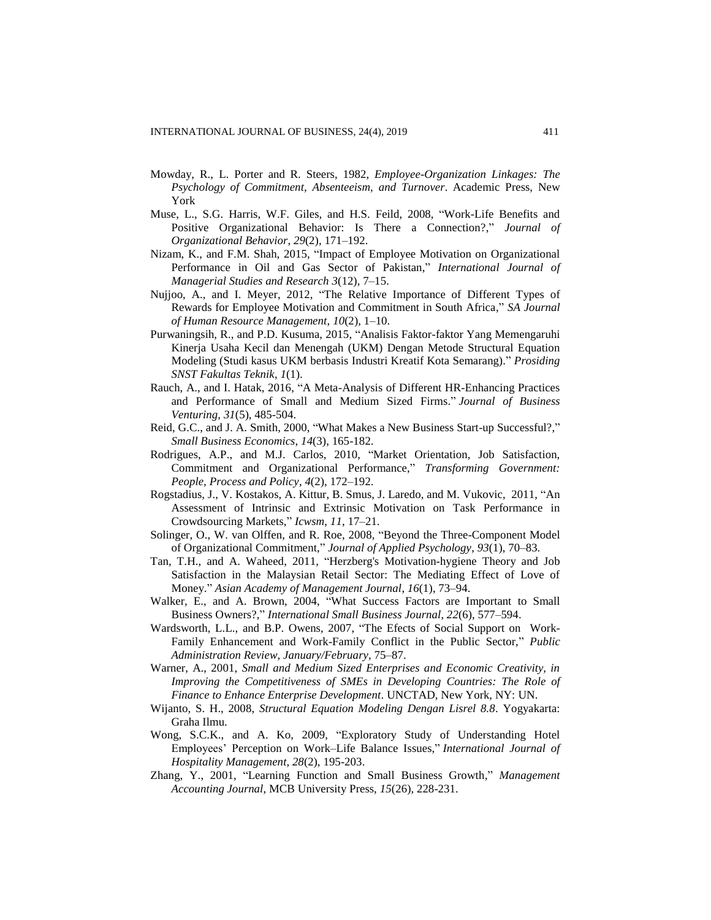Mowday, R., L. Porter and R. Steers, 1982, *Employee-Organization Linkages: The Psychology of Commitment, Absenteeism, and Turnover*. Academic Press, New York

Muse, L., S.G. Harris, W.F. Giles, and H.S. Feild, 2008, "Work-Life Benefits and Positive Organizational Behavior: Is There a Connection?," *Journal of Organizational Behavior*, *29*(2), 171–192.

Nizam, K., and F.M. Shah, 2015, "Impact of Employee Motivation on Organizational Performance in Oil and Gas Sector of Pakistan," *International Journal of Managerial Studies and Research 3*(12), 7–15.

Nujjoo, A., and I. Meyer, 2012, "The Relative Importance of Different Types of Rewards for Employee Motivation and Commitment in South Africa," *SA Journal of Human Resource Management*, *10*(2), 1–10.

Purwaningsih, R., and P.D. Kusuma, 2015, "Analisis Faktor-faktor Yang Memengaruhi Kinerja Usaha Kecil dan Menengah (UKM) Dengan Metode Structural Equation Modeling (Studi kasus UKM berbasis Industri Kreatif Kota Semarang)." *Prosiding SNST Fakultas Teknik*, *1*(1).

Rauch, A., and I. Hatak, 2016, "A Meta-Analysis of Different HR-Enhancing Practices and Performance of Small and Medium Sized Firms." *Journal of Business Venturing*, *31*(5), 485-504.

Reid, G.C., and J. A. Smith, 2000, "What Makes a New Business Start-up Successful?," *Small Business Economics*, *14*(3), 165-182.

Rodrigues, A.P., and M.J. Carlos, 2010, "Market Orientation, Job Satisfaction, Commitment and Organizational Performance," *Transforming Government: People, Process and Policy*, *4*(2), 172–192.

Rogstadius, J., V. Kostakos, A. Kittur, B. Smus, J. Laredo, and M. Vukovic, 2011, "An Assessment of Intrinsic and Extrinsic Motivation on Task Performance in Crowdsourcing Markets," *Icwsm*, *11*, 17–21.

Solinger, O., W. van Olffen, and R. Roe, 2008, "Beyond the Three-Component Model of Organizational Commitment," *Journal of Applied Psychology*, *93*(1), 70–83.

Tan, T.H., and A. Waheed, 2011, "Herzberg's Motivation-hygiene Theory and Job Satisfaction in the Malaysian Retail Sector: The Mediating Effect of Love of Money." *Asian Academy of Management Journal*, *16*(1), 73–94.

Walker, E., and A. Brown, 2004, "What Success Factors are Important to Small Business Owners?," *International Small Business Journal*, *22*(6), 577–594.

Wardsworth, L.L., and B.P. Owens, 2007, "The Efects of Social Support on Work-Family Enhancement and Work-Family Conflict in the Public Sector," *Public Administration Review, January/February*, 75–87.

Warner, A., 2001, *Small and Medium Sized Enterprises and Economic Creativity, in Improving the Competitiveness of SMEs in Developing Countries: The Role of Finance to Enhance Enterprise Development*. UNCTAD, New York, NY: UN.

Wijanto, S. H., 2008, *Structural Equation Modeling Dengan Lisrel 8.8*. Yogyakarta: Graha Ilmu.

Wong, S.C.K., and A. Ko, 2009, "Exploratory Study of Understanding Hotel Employees' Perception on Work–Life Balance Issues," *International Journal of Hospitality Management*, *28*(2), 195-203.

Zhang, Y., 2001, "Learning Function and Small Business Growth," *Management Accounting Journal*, MCB University Press, *15*(26), 228-231.